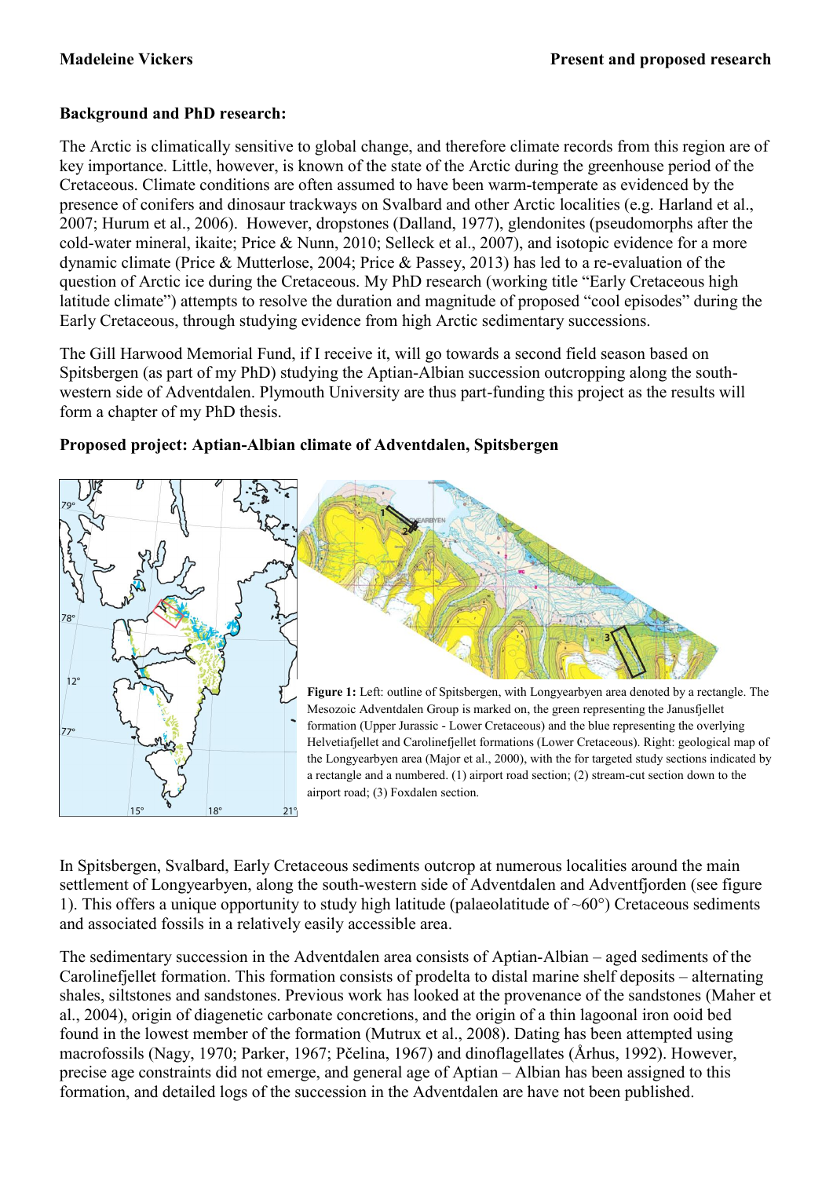**Background and PhD research:**

The Arctic is climatically sensitive to global change, and therefore climate records from this region are of key importance. Little, however, is known of the state of the Arctic during the greenhouse period of the Cretaceous. Climate conditions are often assumed to have been warm-temperate as evidenced by the presence of conifers and dinosaur trackways on Svalbard and other Arctic localities (e.g. Harland et al., 2007; Hurum et al., 2006). However, dropstones (Dalland, 1977), glendonites (pseudomorphs after the cold-water mineral, ikaite; Price & Nunn, 2010; Selleck et al., 2007), and isotopic evidence for a more dynamic climate (Price & Mutterlose, 2004; Price & Passey, 2013) has led to a re-evaluation of the question of Arctic ice during the Cretaceous. My PhD research (working title "Early Cretaceous high latitude climate") attempts to resolve the duration and magnitude of proposed "cool episodes" during the Early Cretaceous, through studying evidence from high Arctic sedimentary successions.

The Gill Harwood Memorial Fund, if I receive it, will go towards a second field season based on Spitsbergen (as part of my PhD) studying the Aptian-Albian succession outcropping along the south-western side of Adventdalen. Plymouth University are thus part-funding this project as the results will form a chapter of my PhD thesis.

**Proposed project: Aptian-Albian climate of Adventdalen, Spitsbergen**

**Figure 1:** Left: outline of Spitsbergen, with Longyearbyen area denoted by a rectangle. The Mesozoic Adventdalen Group is marked on, the green representing the Janusfjellet formation (Upper Jurassic - Lower Cretaceous) and the blue representing the overlying Helvetiafjellet and Carolinefjellet formations (Lower Cretaceous). Right: geological map of the Longyearbyen area (Major et al., 2000), with the for targeted study sections indicated by a rectangle and a numbered. (1) airport road section; (2) stream-cut section down to the airport road; (3) Foxdalen section.

In Spitsbergen, Svalbard, Early Cretaceous sediments outcrop at numerous localities around the main settlement of Longyearbyen, along the south-western side of Adventdalen and Adventfjorden (see figure 1). This offers a unique opportunity to study high latitude (palaeolatitude of ~60°) Cretaceous sediments and associated fossils in a relatively easily accessible area.

The sedimentary succession in the Adventdalen area consists of Aptian-Albian – aged sediments of the Carolinefjellet formation. This formation consists of prodelta to distal marine shelf deposits – alternating shales, siltstones and sandstones. Previous work has looked at the provenance of the sandstones (Maher et al., 2004), origin of diagenetic carbonate concretions, and the origin of a thin lagoonal iron ooid bed found in the lowest member of the formation (Mutrux et al., 2008). Dating has been attempted using macrofossils (Nagy, 1970; Parker, 1967; Pčelina, 1967) and dinoflagellates (Århus, 1992). However, precise age constraints did not emerge, and general age of Aptian – Albian has been assigned to this formation, and detailed logs of the succession in the Adventdalen are have not been published.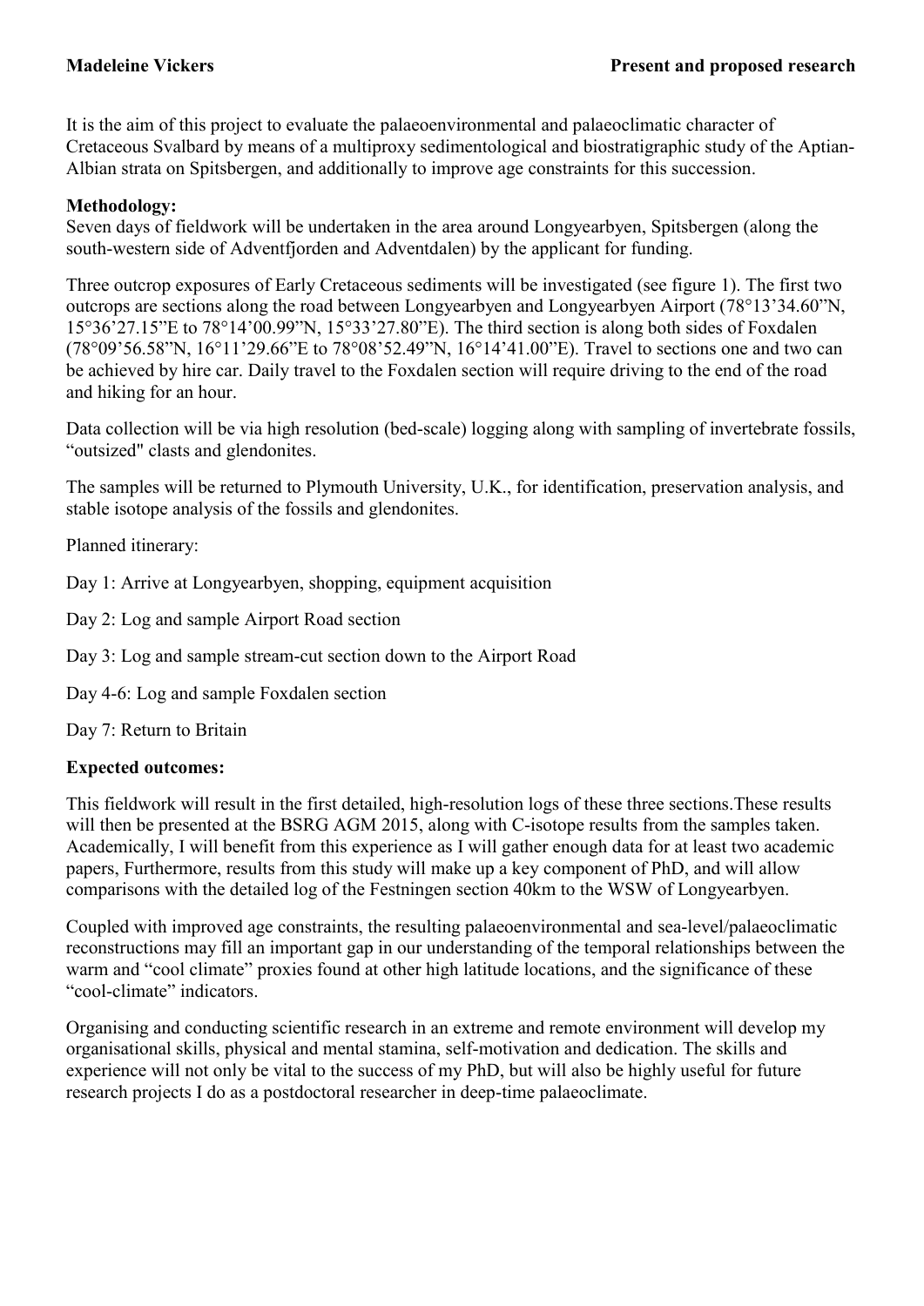It is the aim of this project to evaluate the palaeoenvironmental and palaeoclimatic character of Cretaceous Svalbard by means of a multiproxy sedimentological and biostratigraphic study of the Aptian-Albian strata on Spitsbergen, and additionally to improve age constraints for this succession.

**Methodology:**

Seven days of fieldwork will be undertaken in the area around Longyearbyen, Spitsbergen (along the south-western side of Adventfjorden and Adventdalen) by the applicant for funding.

Three outcrop exposures of Early Cretaceous sediments will be investigated (see figure 1). The first two outcrops are sections along the road between Longyearbyen and Longyearbyen Airport (78°13'34.60"N, 15°36'27.15"E to 78°14'00.99"N, 15°33'27.80"E). The third section is along both sides of Foxdalen (78°09'56.58"N, 16°11'29.66"E to 78°08'52.49"N, 16°14'41.00"E). Travel to sections one and two can be achieved by hire car. Daily travel to the Foxdalen section will require driving to the end of the road and hiking for an hour.

Data collection will be via high resolution (bed-scale) logging along with sampling of invertebrate fossils, "outsized" clasts and glendonites.

The samples will be returned to Plymouth University, U.K., for identification, preservation analysis, and stable isotope analysis of the fossils and glendonites.

Planned itinerary:

Day 1: Arrive at Longyearbyen, shopping, equipment acquisition

Day 2: Log and sample Airport Road section

Day 3: Log and sample stream-cut section down to the Airport Road

Day 4-6: Log and sample Foxdalen section

Day 7: Return to Britain

**Expected outcomes:**

This fieldwork will result in the first detailed, high-resolution logs of these three sections.These results will then be presented at the BSRG AGM 2015, along with C-isotope results from the samples taken. Academically, I will benefit from this experience as I will gather enough data for at least two academic papers, Furthermore, results from this study will make up a key component of PhD, and will allow comparisons with the detailed log of the Festningen section 40km to the WSW of Longyearbyen.

Coupled with improved age constraints, the resulting palaeoenvironmental and sea-level/palaeoclimatic reconstructions may fill an important gap in our understanding of the temporal relationships between the warm and "cool climate" proxies found at other high latitude locations, and the significance of these "cool-climate" indicators.

Organising and conducting scientific research in an extreme and remote environment will develop my organisational skills, physical and mental stamina, self-motivation and dedication. The skills and experience will not only be vital to the success of my PhD, but will also be highly useful for future research projects I do as a postdoctoral researcher in deep-time palaeoclimate.